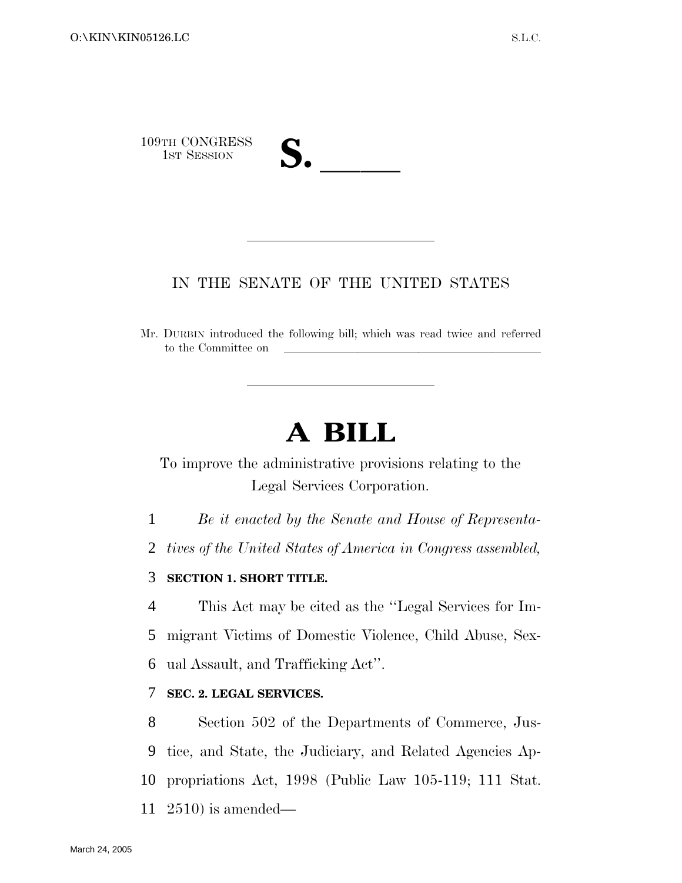109TH CONGRESS
1ST SESSION

# S. \_\_\_\_\_

IN THE SENATE OF THE UNITED STATES

Mr. DURBIN introduced the following bill; which was read twice and referred to the Committee on \_\_\_\_\_\_\_\_\_\_\_\_\_\_\_\_\_\_\_\_\_\_\_\_\_\_\_\_\_\_

# A BILL

To improve the administrative provisions relating to the Legal Services Corporation.

*Be it enacted by the Senate and House of Representatives of the United States of America in Congress assembled,*

**SECTION 1. SHORT TITLE.**

This Act may be cited as the ''Legal Services for Immigrant Victims of Domestic Violence, Child Abuse, Sexual Assault, and Trafficking Act''.

**SEC. 2. LEGAL SERVICES.**

Section 502 of the Departments of Commerce, Justice, and State, the Judiciary, and Related Agencies Appropriations Act, 1998 (Public Law 105-119; 111 Stat. 2510) is amended—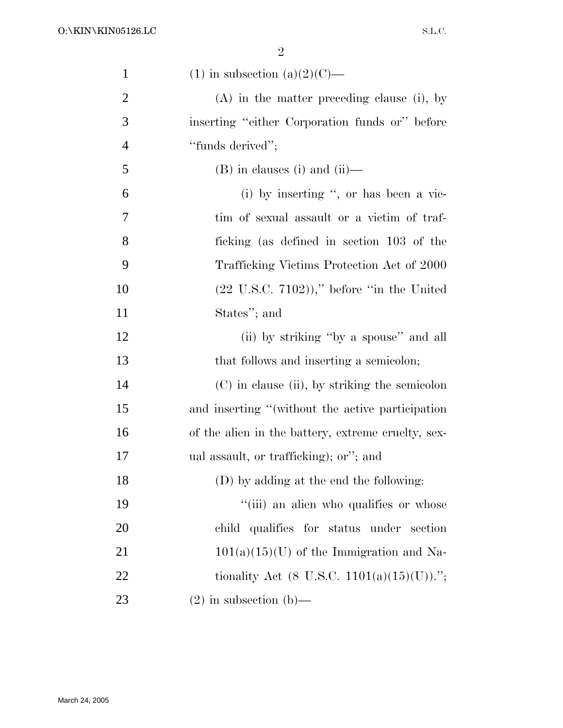(1) in subsection (a)(2)(C)—

(A) in the matter preceding clause (i), by inserting "either Corporation funds or" before "funds derived";

(B) in clauses (i) and (ii)—

(i) by inserting ", or has been a victim of sexual assault or a victim of trafficking (as defined in section 103 of the Trafficking Victims Protection Act of 2000 (22 U.S.C. 7102))," before "in the United States"; and

(ii) by striking "by a spouse" and all that follows and inserting a semicolon;

(C) in clause (ii), by striking the semicolon and inserting "(without the active participation of the alien in the battery, extreme cruelty, sexual assault, or trafficking); or"; and

(D) by adding at the end the following:

"(iii) an alien who qualifies or whose child qualifies for status under section 101(a)(15)(U) of the Immigration and Nationality Act (8 U.S.C. 1101(a)(15)(U)).";

(2) in subsection (b)—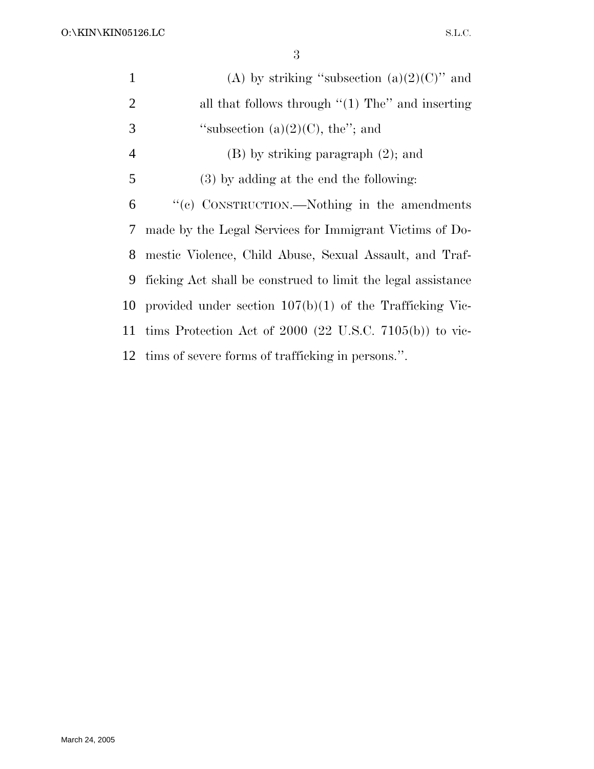(A) by striking "subsection (a)(2)(C)" and all that follows through "(1) The" and inserting "subsection (a)(2)(C), the"; and

(B) by striking paragraph (2); and

(3) by adding at the end the following:

"(c) CONSTRUCTION.—Nothing in the amendments made by the Legal Services for Immigrant Victims of Domestic Violence, Child Abuse, Sexual Assault, and Trafficking Act shall be construed to limit the legal assistance provided under section 107(b)(1) of the Trafficking Victims Protection Act of 2000 (22 U.S.C. 7105(b)) to victims of severe forms of trafficking in persons.".